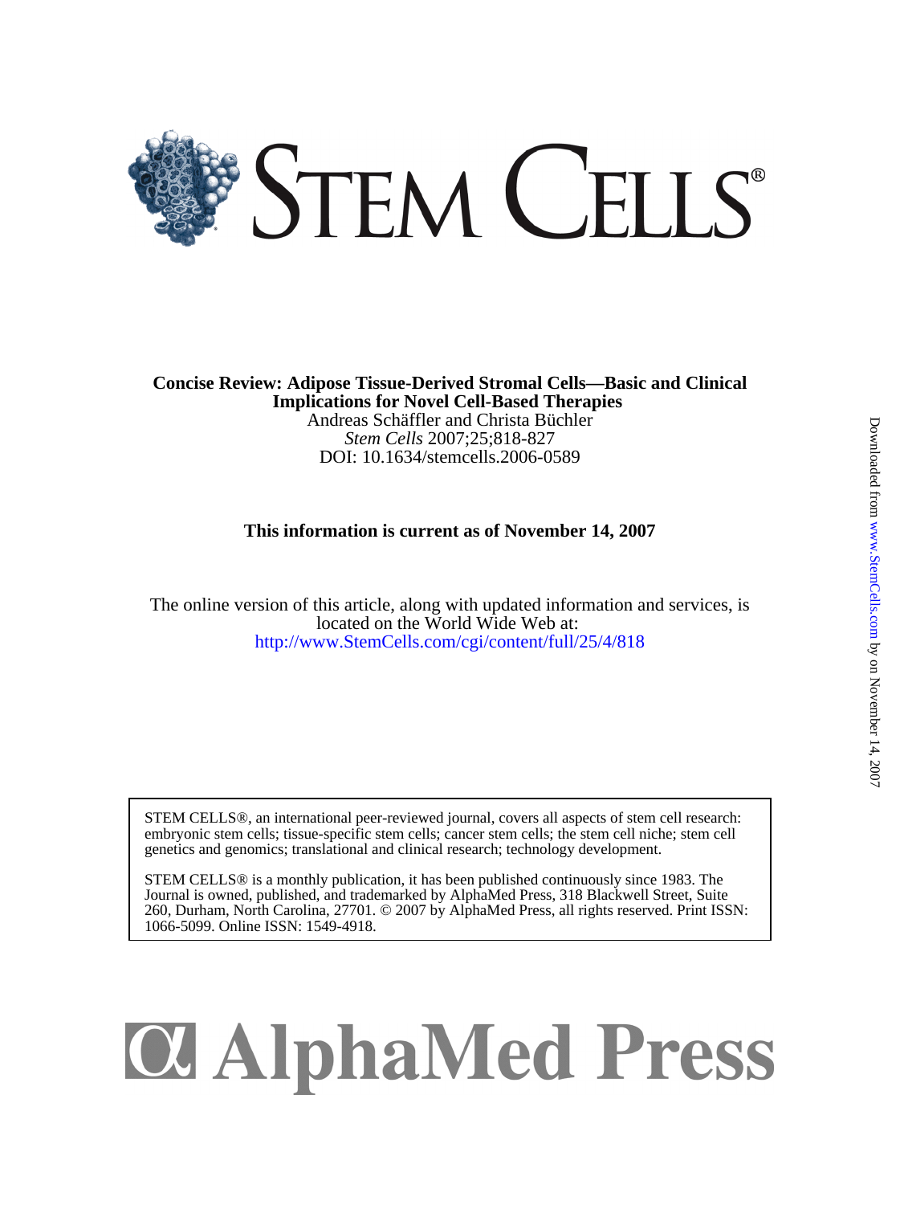# STEM CELLS®

**Concise Review: Adipose Tissue-Derived Stromal Cells—Basic and Clinical Implications for Novel Cell-Based Therapies**

Andreas Schäffler and Christa Büchler

*Stem Cells* 2007;25;818-827

DOI: 10.1634/stemcells.2006-0589

**This information is current as of November 14, 2007**

The online version of this article, along with updated information and services, is located on the World Wide Web at:

http://www.StemCells.com/cgi/content/full/25/4/818

STEM CELLS®, an international peer-reviewed journal, covers all aspects of stem cell research: embryonic stem cells; tissue-specific stem cells; cancer stem cells; the stem cell niche; stem cell genetics and genomics; translational and clinical research; technology development.

STEM CELLS® is a monthly publication, it has been published continuously since 1983. The Journal is owned, published, and trademarked by AlphaMed Press, 318 Blackwell Street, Suite 260, Durham, North Carolina, 27701. © 2007 by AlphaMed Press, all rights reserved. Print ISSN: 1066-5099. Online ISSN: 1549-4918.

**AlphaMed Press**

Downloaded from www.StemCells.com by on November 14, 2007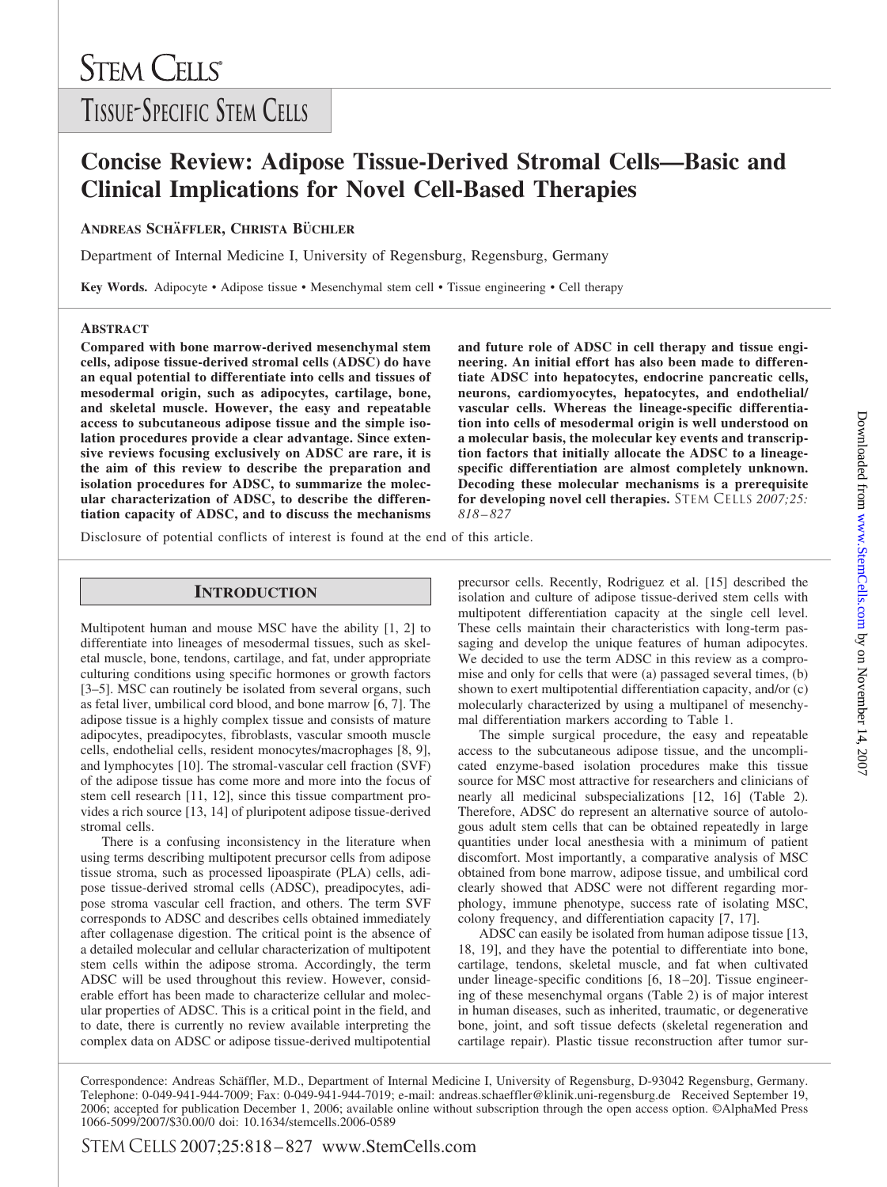# Concise Review: Adipose Tissue-Derived Stromal Cells—Basic and Clinical Implications for Novel Cell-Based Therapies

**ANDREAS SCHÄFFLER, CHRISTA BÜCHLER**

Department of Internal Medicine I, University of Regensburg, Regensburg, Germany

**Key Words.** Adipocyte • Adipose tissue • Mesenchymal stem cell • Tissue engineering • Cell therapy

## ABSTRACT

**Compared with bone marrow-derived mesenchymal stem cells, adipose tissue-derived stromal cells (ADSC) do have an equal potential to differentiate into cells and tissues of mesodermal origin, such as adipocytes, cartilage, bone, and skeletal muscle. However, the easy and repeatable access to subcutaneous adipose tissue and the simple isolation procedures provide a clear advantage. Since extensive reviews focusing exclusively on ADSC are rare, it is the aim of this review to describe the preparation and isolation procedures for ADSC, to summarize the molecular characterization of ADSC, to describe the differentiation capacity of ADSC, and to discuss the mechanisms and future role of ADSC in cell therapy and tissue engineering. An initial effort has also been made to differentiate ADSC into hepatocytes, endocrine pancreatic cells, neurons, cardiomyocytes, hepatocytes, and endothelial/vascular cells. Whereas the lineage-specific differentiation into cells of mesodermal origin is well understood on a molecular basis, the molecular key events and transcription factors that initially allocate the ADSC to a lineage-specific differentiation are almost completely unknown. Decoding these molecular mechanisms is a prerequisite for developing novel cell therapies.** STEM CELLS *2007;25: 818–827*

Disclosure of potential conflicts of interest is found at the end of this article.

## INTRODUCTION

Multipotent human and mouse MSC have the ability [1, 2] to differentiate into lineages of mesodermal tissues, such as skeletal muscle, bone, tendons, cartilage, and fat, under appropriate culturing conditions using specific hormones or growth factors [3–5]. MSC can routinely be isolated from several organs, such as fetal liver, umbilical cord blood, and bone marrow [6, 7]. The adipose tissue is a highly complex tissue and consists of mature adipocytes, preadipocytes, fibroblasts, vascular smooth muscle cells, endothelial cells, resident monocytes/macrophages [8, 9], and lymphocytes [10]. The stromal-vascular cell fraction (SVF) of the adipose tissue has come more and more into the focus of stem cell research [11, 12], since this tissue compartment provides a rich source [13, 14] of pluripotent adipose tissue-derived stromal cells.

There is a confusing inconsistency in the literature when using terms describing multipotent precursor cells from adipose tissue stroma, such as processed lipoaspirate (PLA) cells, adipose tissue-derived stromal cells (ADSC), preadipocytes, adipose stroma vascular cell fraction, and others. The term SVF corresponds to ADSC and describes cells obtained immediately after collagenase digestion. The critical point is the absence of a detailed molecular and cellular characterization of multipotent stem cells within the adipose stroma. Accordingly, the term ADSC will be used throughout this review. However, considerable effort has been made to characterize cellular and molecular properties of ADSC. This is a critical point in the field, and to date, there is currently no review available interpreting the complex data on ADSC or adipose tissue-derived multipotential precursor cells. Recently, Rodriguez et al. [15] described the isolation and culture of adipose tissue-derived stem cells with multipotent differentiation capacity at the single cell level. These cells maintain their characteristics with long-term passaging and develop the unique features of human adipocytes. We decided to use the term ADSC in this review as a compromise and only for cells that were (a) passaged several times, (b) shown to exert multipotential differentiation capacity, and/or (c) molecularly characterized by using a multipanel of mesenchymal differentiation markers according to Table 1.

The simple surgical procedure, the easy and repeatable access to the subcutaneous adipose tissue, and the uncomplicated enzyme-based isolation procedures make this tissue source for MSC most attractive for researchers and clinicians of nearly all medicinal subspecializations [12, 16] (Table 2). Therefore, ADSC do represent an alternative source of autologous adult stem cells that can be obtained repeatedly in large quantities under local anesthesia with a minimum of patient discomfort. Most importantly, a comparative analysis of MSC obtained from bone marrow, adipose tissue, and umbilical cord clearly showed that ADSC were not different regarding morphology, immune phenotype, success rate of isolating MSC, colony frequency, and differentiation capacity [7, 17].

ADSC can easily be isolated from human adipose tissue [13, 18, 19], and they have the potential to differentiate into bone, cartilage, tendons, skeletal muscle, and fat when cultivated under lineage-specific conditions [6, 18–20]. Tissue engineering of these mesenchymal organs (Table 2) is of major interest in human diseases, such as inherited, traumatic, or degenerative bone, joint, and soft tissue defects (skeletal regeneration and cartilage repair). Plastic tissue reconstruction after tumor sur-

Correspondence: Andreas Schäffler, M.D., Department of Internal Medicine I, University of Regensburg, D-93042 Regensburg, Germany. Telephone: 0-049-941-944-7009; Fax: 0-049-941-944-7019; e-mail: andreas.schaeffler@klinik.uni-regensburg.de Received September 19, 2006; accepted for publication December 1, 2006; available online without subscription through the open access option. ©AlphaMed Press 1066-5099/2007/$30.00/0 doi: 10.1634/stemcells.2006-0589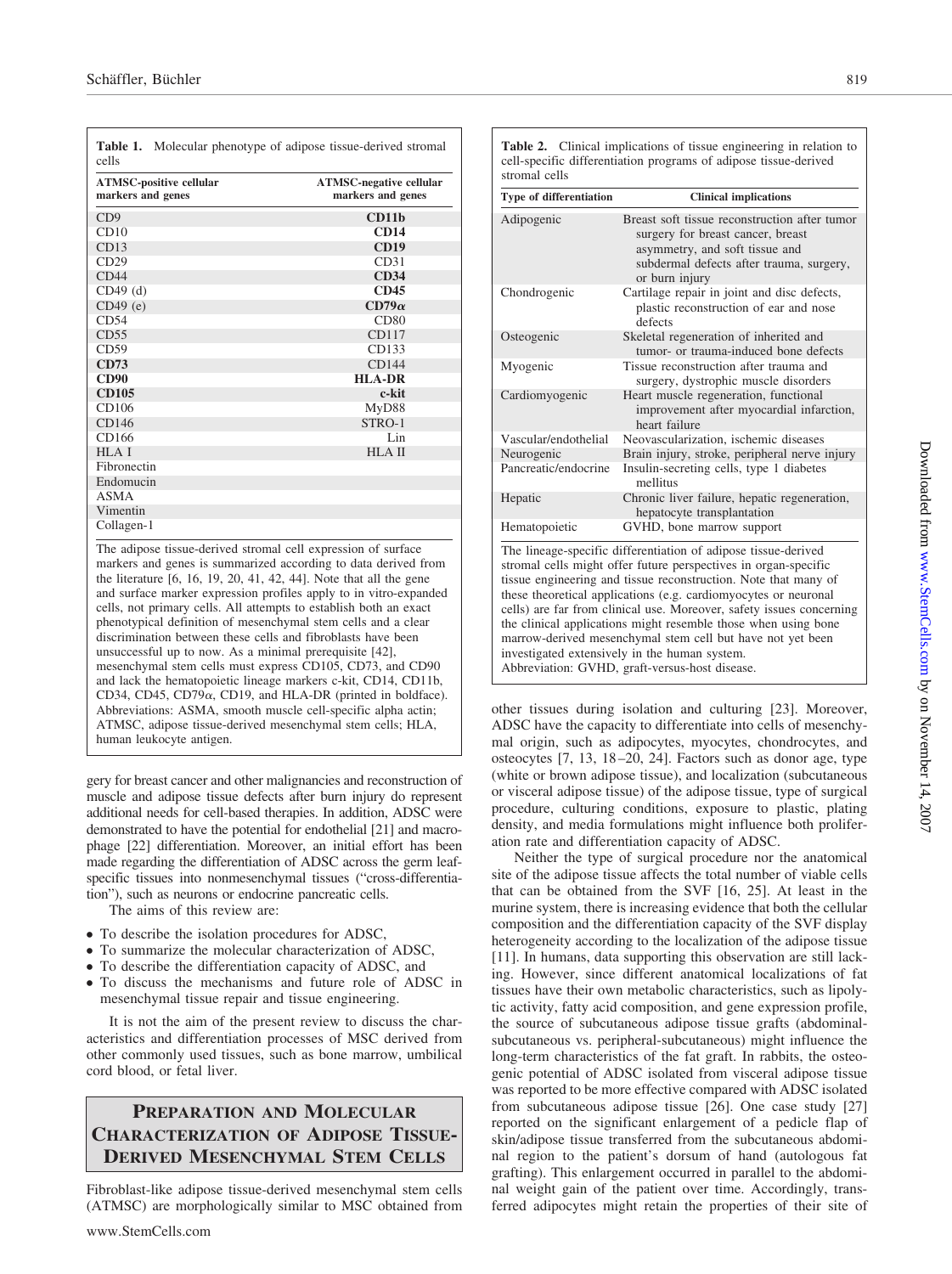**Table 1.** Molecular phenotype of adipose tissue-derived stromal cells

| ATMSC-positive cellular markers and genes | ATMSC-negative cellular markers and genes |
|---|---|
| CD9 | **CD11b** |
| CD10 | **CD14** |
| CD13 | **CD19** |
| CD29 | CD31 |
| CD44 | **CD34** |
| CD49 (d) | **CD45** |
| CD49 (e) | **CD79α** |
| CD54 | CD80 |
| CD55 | CD117 |
| CD59 | CD133 |
| **CD73** | CD144 |
| **CD90** | **HLA-DR** |
| **CD105** | **c-kit** |
| CD106 | MyD88 |
| CD146 | STRO-1 |
| CD166 | Lin |
| HLA I | HLA II |
| Fibronectin | |
| Endomucin | |
| ASMA | |
| Vimentin | |
| Collagen-1 | |

The adipose tissue-derived stromal cell expression of surface markers and genes is summarized according to data derived from the literature [6, 16, 19, 20, 41, 42, 44]. Note that all the gene and surface marker expression profiles apply to in vitro-expanded cells, not primary cells. All attempts to establish both an exact phenotypical definition of mesenchymal stem cells and a clear discrimination between these cells and fibroblasts have been unsuccessful up to now. As a minimal prerequisite [42], mesenchymal stem cells must express CD105, CD73, and CD90 and lack the hematopoietic lineage markers c-kit, CD14, CD11b, CD34, CD45, CD79α, CD19, and HLA-DR (printed in boldface).
Abbreviations: ASMA, smooth muscle cell-specific alpha actin; ATMSC, adipose tissue-derived mesenchymal stem cells; HLA, human leukocyte antigen.

gery for breast cancer and other malignancies and reconstruction of muscle and adipose tissue defects after burn injury do represent additional needs for cell-based therapies. In addition, ADSC were demonstrated to have the potential for endothelial [21] and macrophage [22] differentiation. Moreover, an initial effort has been made regarding the differentiation of ADSC across the germ leaf-specific tissues into nonmesenchymal tissues ("cross-differentiation"), such as neurons or endocrine pancreatic cells.

The aims of this review are:

- To describe the isolation procedures for ADSC,
- To summarize the molecular characterization of ADSC,
- To describe the differentiation capacity of ADSC, and
- To discuss the mechanisms and future role of ADSC in mesenchymal tissue repair and tissue engineering.

It is not the aim of the present review to discuss the characteristics and differentiation processes of MSC derived from other commonly used tissues, such as bone marrow, umbilical cord blood, or fetal liver.

## Preparation and Molecular Characterization of Adipose Tissue-Derived Mesenchymal Stem Cells

Fibroblast-like adipose tissue-derived mesenchymal stem cells (ATMSC) are morphologically similar to MSC obtained from other tissues during isolation and culturing [23]. Moreover, ADSC have the capacity to differentiate into cells of mesenchymal origin, such as adipocytes, myocytes, chondrocytes, and osteocytes [7, 13, 18–20, 24]. Factors such as donor age, type (white or brown adipose tissue), and localization (subcutaneous or visceral adipose tissue) of the adipose tissue, type of surgical procedure, culturing conditions, exposure to plastic, plating density, and media formulations might influence both proliferation rate and differentiation capacity of ADSC.

Neither the type of surgical procedure nor the anatomical site of the adipose tissue affects the total number of viable cells that can be obtained from the SVF [16, 25]. At least in the murine system, there is increasing evidence that both the cellular composition and the differentiation capacity of the SVF display heterogeneity according to the localization of the adipose tissue [11]. In humans, data supporting this observation are still lacking. However, since different anatomical localizations of fat tissues have their own metabolic characteristics, such as lipolytic activity, fatty acid composition, and gene expression profile, the source of subcutaneous adipose tissue grafts (abdominal-subcutaneous vs. peripheral-subcutaneous) might influence the long-term characteristics of the fat graft. In rabbits, the osteogenic potential of ADSC isolated from visceral adipose tissue was reported to be more effective compared with ADSC isolated from subcutaneous adipose tissue [26]. One case study [27] reported on the significant enlargement of a pedicle flap of skin/adipose tissue transferred from the subcutaneous abdominal region to the patient's dorsum of hand (autologous fat grafting). This enlargement occurred in parallel to the abdominal weight gain of the patient over time. Accordingly, transferred adipocytes might retain the properties of their site of

**Table 2.** Clinical implications of tissue engineering in relation to cell-specific differentiation programs of adipose tissue-derived stromal cells

| Type of differentiation | Clinical implications |
|---|---|
| Adipogenic | Breast soft tissue reconstruction after tumor surgery for breast cancer, breast asymmetry, and soft tissue and subdermal defects after trauma, surgery, or burn injury |
| Chondrogenic | Cartilage repair in joint and disc defects, plastic reconstruction of ear and nose defects |
| Osteogenic | Skeletal regeneration of inherited and tumor- or trauma-induced bone defects |
| Myogenic | Tissue reconstruction after trauma and surgery, dystrophic muscle disorders |
| Cardiomyogenic | Heart muscle regeneration, functional improvement after myocardial infarction, heart failure |
| Vascular/endothelial | Neovascularization, ischemic diseases |
| Neurogenic | Brain injury, stroke, peripheral nerve injury |
| Pancreatic/endocrine | Insulin-secreting cells, type 1 diabetes mellitus |
| Hepatic | Chronic liver failure, hepatic regeneration, hepatocyte transplantation |
| Hematopoietic | GVHD, bone marrow support |

The lineage-specific differentiation of adipose tissue-derived stromal cells might offer future perspectives in organ-specific tissue engineering and tissue reconstruction. Note that many of these theoretical applications (e.g. cardiomyocytes or neuronal cells) are far from clinical use. Moreover, safety issues concerning the clinical applications might resemble those when using bone marrow-derived mesenchymal stem cell but have not yet been investigated extensively in the human system.
Abbreviation: GVHD, graft-versus-host disease.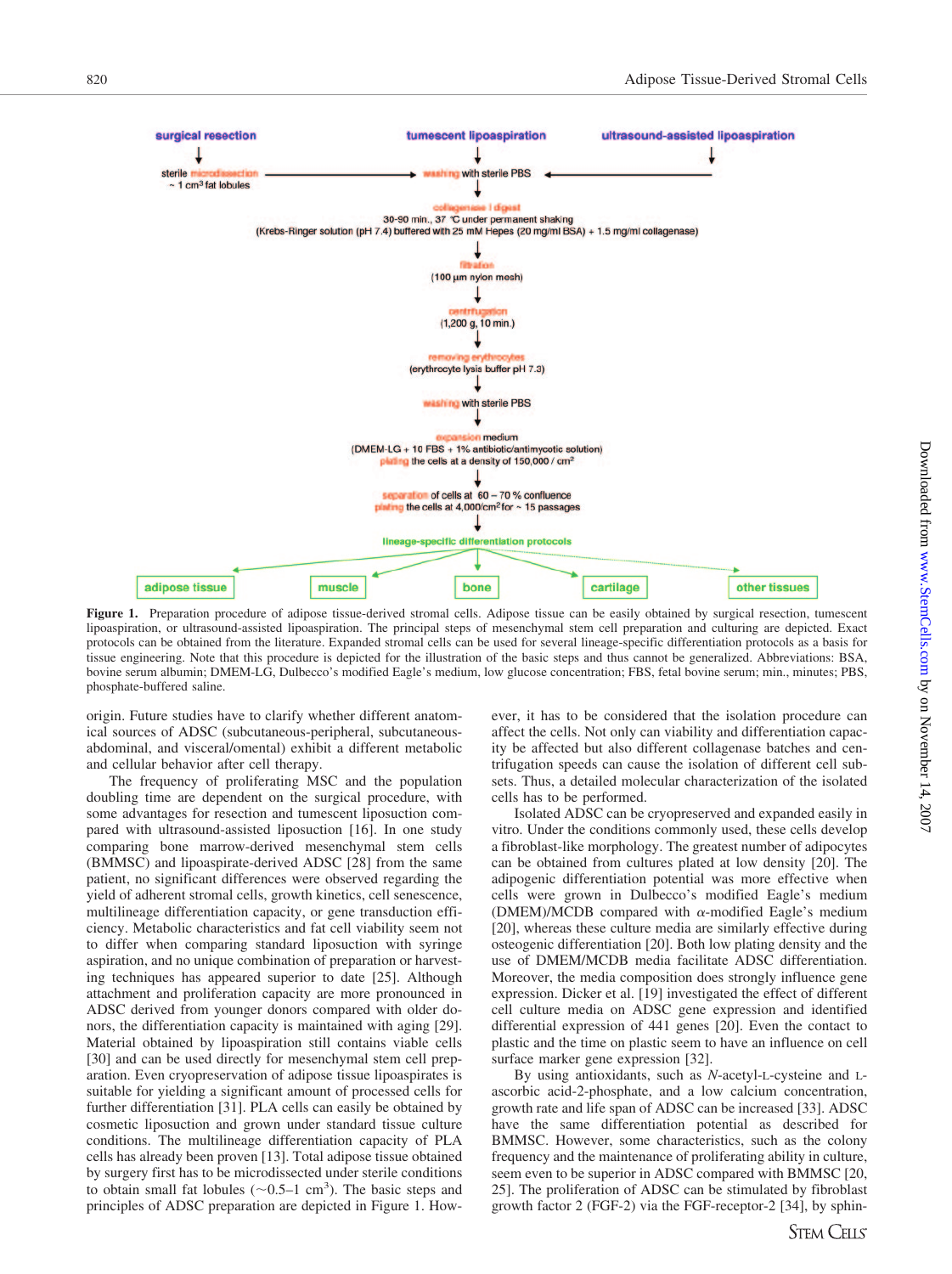surgical resection → sterile microdissection ~ 1 cm³ fat lobules

tumescent lipoaspiration

ultrasound-assisted lipoaspiration

washing with sterile PBS

collagenase I digest
30-90 min., 37 °C under permanent shaking
(Krebs-Ringer solution (pH 7.4) buffered with 25 mM Hepes (20 mg/ml BSA) + 1.5 mg/ml collagenase)

filtration
(100 µm nylon mesh)

centrifugation
(1,200 g, 10 min.)

removing erythrocytes
(erythrocyte lysis buffer pH 7.3)

washing with sterile PBS

expansion medium
(DMEM-LG + 10 FBS + 1% antibiotic/antimycotic solution)
plating the cells at a density of 150,000 / cm²

separation of cells at 60 – 70 % confluence
plating the cells at 4,000/cm² for ~ 15 passages

lineage-specific differentiation protocols

adipose tissue | muscle | bone | cartilage | other tissues

**Figure 1.** Preparation procedure of adipose tissue-derived stromal cells. Adipose tissue can be easily obtained by surgical resection, tumescent lipoaspiration, or ultrasound-assisted lipoaspiration. The principal steps of mesenchymal stem cell preparation and culturing are depicted. Exact protocols can be obtained from the literature. Expanded stromal cells can be used for several lineage-specific differentiation protocols as a basis for tissue engineering. Note that this procedure is depicted for the illustration of the basic steps and thus cannot be generalized. Abbreviations: BSA, bovine serum albumin; DMEM-LG, Dulbecco's modified Eagle's medium, low glucose concentration; FBS, fetal bovine serum; min., minutes; PBS, phosphate-buffered saline.

origin. Future studies have to clarify whether different anatomical sources of ADSC (subcutaneous-peripheral, subcutaneous-abdominal, and visceral/omental) exhibit a different metabolic and cellular behavior after cell therapy.

The frequency of proliferating MSC and the population doubling time are dependent on the surgical procedure, with some advantages for resection and tumescent liposuction compared with ultrasound-assisted liposuction [16]. In one study comparing bone marrow-derived mesenchymal stem cells (BMMSC) and lipoaspirate-derived ADSC [28] from the same patient, no significant differences were observed regarding the yield of adherent stromal cells, growth kinetics, cell senescence, multilineage differentiation capacity, or gene transduction efficiency. Metabolic characteristics and fat cell viability seem not to differ when comparing standard liposuction with syringe aspiration, and no unique combination of preparation or harvesting techniques has appeared superior to date [25]. Although attachment and proliferation capacity are more pronounced in ADSC derived from younger donors compared with older donors, the differentiation capacity is maintained with aging [29]. Material obtained by lipoaspiration still contains viable cells [30] and can be used directly for mesenchymal stem cell preparation. Even cryopreservation of adipose tissue lipoaspirates is suitable for yielding a significant amount of processed cells for further differentiation [31]. PLA cells can easily be obtained by cosmetic liposuction and grown under standard tissue culture conditions. The multilineage differentiation capacity of PLA cells has already been proven [13]. Total adipose tissue obtained by surgery first has to be microdissected under sterile conditions to obtain small fat lobules (~0.5–1 cm³). The basic steps and principles of ADSC preparation are depicted in Figure 1. However, it has to be considered that the isolation procedure can affect the cells. Not only can viability and differentiation capacity be affected but also different collagenase batches and centrifugation speeds can cause the isolation of different cell subsets. Thus, a detailed molecular characterization of the isolated cells has to be performed.

Isolated ADSC can be cryopreserved and expanded easily in vitro. Under the conditions commonly used, these cells develop a fibroblast-like morphology. The greatest number of adipocytes can be obtained from cultures plated at low density [20]. The adipogenic differentiation potential was more effective when cells were grown in Dulbecco's modified Eagle's medium (DMEM)/MCDB compared with α-modified Eagle's medium [20], whereas these culture media are similarly effective during osteogenic differentiation [20]. Both low plating density and the use of DMEM/MCDB media facilitate ADSC differentiation. Moreover, the media composition does strongly influence gene expression. Dicker et al. [19] investigated the effect of different cell culture media on ADSC gene expression and identified differential expression of 441 genes [20]. Even the contact to plastic and the time on plastic seem to have an influence on cell surface marker gene expression [32].

By using antioxidants, such as *N*-acetyl-L-cysteine and L-ascorbic acid-2-phosphate, and a low calcium concentration, growth rate and life span of ADSC can be increased [33]. ADSC have the same differentiation potential as described for BMMSC. However, some characteristics, such as the colony frequency and the maintenance of proliferating ability in culture, seem even to be superior in ADSC compared with BMMSC [20, 25]. The proliferation of ADSC can be stimulated by fibroblast growth factor 2 (FGF-2) via the FGF-receptor-2 [34], by sphin-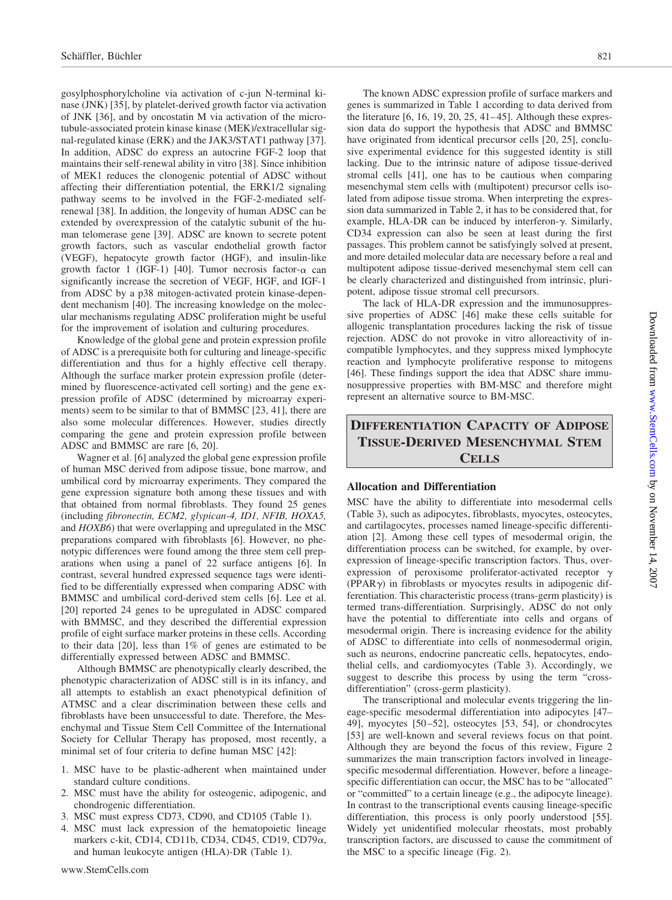gosylphosphorylcholine via activation of c-jun N-terminal kinase (JNK) [35], by platelet-derived growth factor via activation of JNK [36], and by oncostatin M via activation of the microtubule-associated protein kinase kinase (MEK)/extracellular signal-regulated kinase (ERK) and the JAK3/STAT1 pathway [37]. In addition, ADSC do express an autocrine FGF-2 loop that maintains their self-renewal ability in vitro [38]. Since inhibition of MEK1 reduces the clonogenic potential of ADSC without affecting their differentiation potential, the ERK1/2 signaling pathway seems to be involved in the FGF-2-mediated self-renewal [38]. In addition, the longevity of human ADSC can be extended by overexpression of the catalytic subunit of the human telomerase gene [39]. ADSC are known to secrete potent growth factors, such as vascular endothelial growth factor (VEGF), hepatocyte growth factor (HGF), and insulin-like growth factor 1 (IGF-1) [40]. Tumor necrosis factor-$\alpha$ can significantly increase the secretion of VEGF, HGF, and IGF-1 from ADSC by a p38 mitogen-activated protein kinase-dependent mechanism [40]. The increasing knowledge on the molecular mechanisms regulating ADSC proliferation might be useful for the improvement of isolation and culturing procedures.

Knowledge of the global gene and protein expression profile of ADSC is a prerequisite both for culturing and lineage-specific differentiation and thus for a highly effective cell therapy. Although the surface marker protein expression profile (determined by fluorescence-activated cell sorting) and the gene expression profile of ADSC (determined by microarray experiments) seem to be similar to that of BMMSC [23, 41], there are also some molecular differences. However, studies directly comparing the gene and protein expression profile between ADSC and BMMSC are rare [6, 20].

Wagner et al. [6] analyzed the global gene expression profile of human MSC derived from adipose tissue, bone marrow, and umbilical cord by microarray experiments. They compared the gene expression signature both among these tissues and with that obtained from normal fibroblasts. They found 25 genes (including *fibronectin, ECM2, glypican-4, ID1, NFIB, HOXA5,* and *HOXB6*) that were overlapping and upregulated in the MSC preparations compared with fibroblasts [6]. However, no phenotypic differences were found among the three stem cell preparations when using a panel of 22 surface antigens [6]. In contrast, several hundred expressed sequence tags were identified to be differentially expressed when comparing ADSC with BMMSC and umbilical cord-derived stem cells [6]. Lee et al. [20] reported 24 genes to be upregulated in ADSC compared with BMMSC, and they described the differential expression profile of eight surface marker proteins in these cells. According to their data [20], less than 1% of genes are estimated to be differentially expressed between ADSC and BMMSC.

Although BMMSC are phenotypically clearly described, the phenotypic characterization of ADSC still is in its infancy, and all attempts to establish an exact phenotypical definition of ATMSC and a clear discrimination between these cells and fibroblasts have been unsuccessful to date. Therefore, the Mesenchymal and Tissue Stem Cell Committee of the International Society for Cellular Therapy has proposed, most recently, a minimal set of four criteria to define human MSC [42]:

1. MSC have to be plastic-adherent when maintained under standard culture conditions.
2. MSC must have the ability for osteogenic, adipogenic, and chondrogenic differentiation.
3. MSC must express CD73, CD90, and CD105 (Table 1).
4. MSC must lack expression of the hematopoietic lineage markers c-kit, CD14, CD11b, CD34, CD45, CD19, CD79$\alpha$, and human leukocyte antigen (HLA)-DR (Table 1).

The known ADSC expression profile of surface markers and genes is summarized in Table 1 according to data derived from the literature [6, 16, 19, 20, 25, 41–45]. Although these expression data do support the hypothesis that ADSC and BMMSC have originated from identical precursor cells [20, 25], conclusive experimental evidence for this suggested identity is still lacking. Due to the intrinsic nature of adipose tissue-derived stromal cells [41], one has to be cautious when comparing mesenchymal stem cells with (multipotent) precursor cells isolated from adipose tissue stroma. When interpreting the expression data summarized in Table 2, it has to be considered that, for example, HLA-DR can be induced by interferon-$\gamma$. Similarly, CD34 expression can also be seen at least during the first passages. This problem cannot be satisfyingly solved at present, and more detailed molecular data are necessary before a real and multipotent adipose tissue-derived mesenchymal stem cell can be clearly characterized and distinguished from intrinsic, pluripotent, adipose tissue stromal cell precursors.

The lack of HLA-DR expression and the immunosuppressive properties of ADSC [46] make these cells suitable for allogenic transplantation procedures lacking the risk of tissue rejection. ADSC do not provoke in vitro alloreactivity of incompatible lymphocytes, and they suppress mixed lymphocyte reaction and lymphocyte proliferative response to mitogens [46]. These findings support the idea that ADSC share immunosuppressive properties with BM-MSC and therefore might represent an alternative source to BM-MSC.

## Differentiation Capacity of Adipose Tissue-Derived Mesenchymal Stem Cells

### Allocation and Differentiation

MSC have the ability to differentiate into mesodermal cells (Table 3), such as adipocytes, fibroblasts, myocytes, osteocytes, and cartilagocytes, processes named lineage-specific differentiation [2]. Among these cell types of mesodermal origin, the differentiation process can be switched, for example, by overexpression of lineage-specific transcription factors. Thus, overexpression of peroxisome proliferator-activated receptor $\gamma$ (PPAR$\gamma$) in fibroblasts or myocytes results in adipogenic differentiation. This characteristic process (trans-germ plasticity) is termed trans-differentiation. Surprisingly, ADSC do not only have the potential to differentiate into cells and organs of mesodermal origin. There is increasing evidence for the ability of ADSC to differentiate into cells of nonmesodermal origin, such as neurons, endocrine pancreatic cells, hepatocytes, endothelial cells, and cardiomyocytes (Table 3). Accordingly, we suggest to describe this process by using the term "cross-differentiation" (cross-germ plasticity).

The transcriptional and molecular events triggering the lineage-specific mesodermal differentiation into adipocytes [47–49], myocytes [50–52], osteocytes [53, 54], or chondrocytes [53] are well-known and several reviews focus on that point. Although they are beyond the focus of this review, Figure 2 summarizes the main transcription factors involved in lineage-specific mesodermal differentiation. However, before a lineage-specific differentiation can occur, the MSC has to be "allocated" or "committed" to a certain lineage (e.g., the adipocyte lineage). In contrast to the transcriptional events causing lineage-specific differentiation, this process is only poorly understood [55]. Widely yet unidentified molecular rheostats, most probably transcription factors, are discussed to cause the commitment of the MSC to a specific lineage (Fig. 2).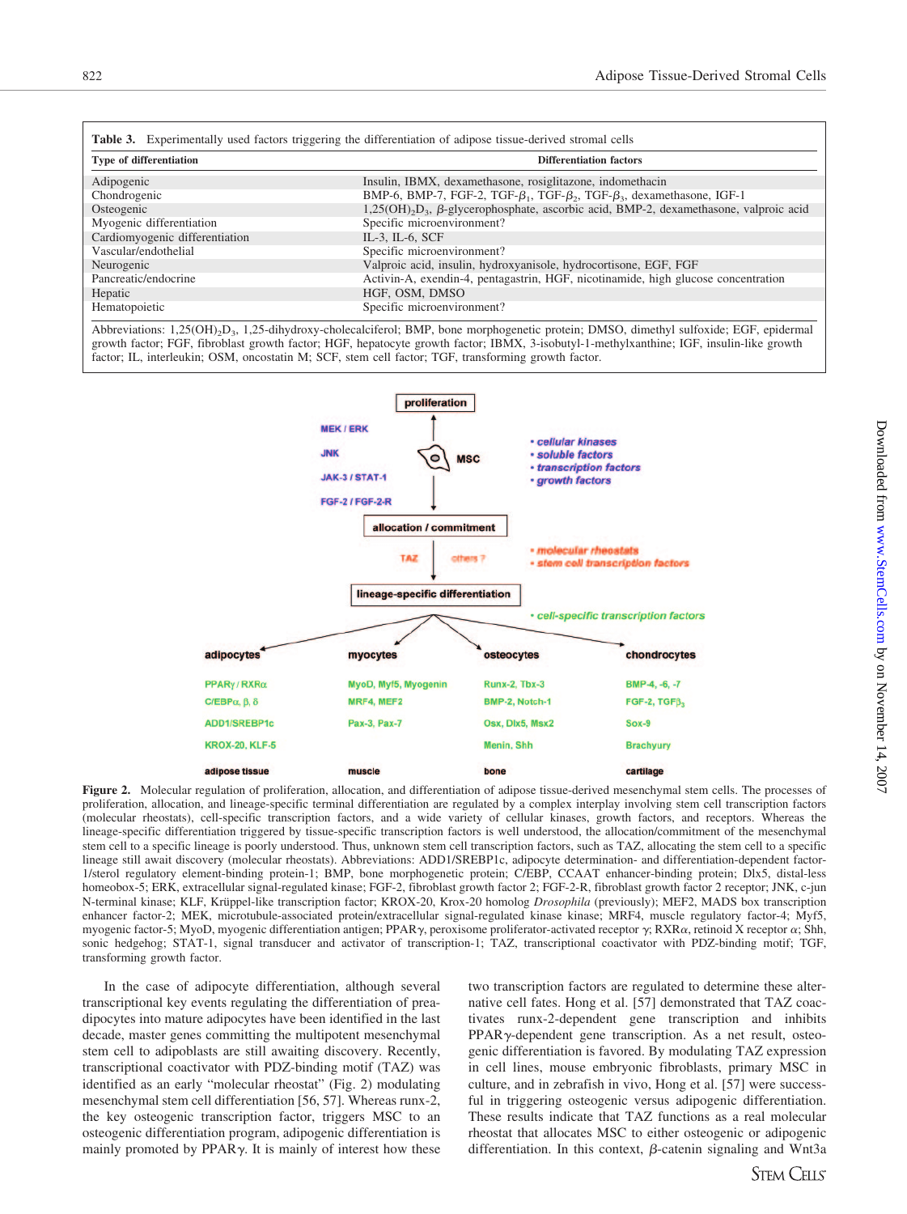**Table 3.** Experimentally used factors triggering the differentiation of adipose tissue-derived stromal cells

| Type of differentiation | Differentiation factors |
|---|---|
| Adipogenic | Insulin, IBMX, dexamethasone, rosiglitazone, indomethacin |
| Chondrogenic | BMP-6, BMP-7, FGF-2, TGF-$\beta_1$, TGF-$\beta_2$, TGF-$\beta_3$, dexamethasone, IGF-1 |
| Osteogenic | $1,25(OH)_2D_3$, $\beta$-glycerophosphate, ascorbic acid, BMP-2, dexamethasone, valproic acid |
| Myogenic differentiation | Specific microenvironment? |
| Cardiomyogenic differentiation | IL-3, IL-6, SCF |
| Vascular/endothelial | Specific microenvironment? |
| Neurogenic | Valproic acid, insulin, hydroxyanisole, hydrocortisone, EGF, FGF |
| Pancreatic/endocrine | Activin-A, exendin-4, pentagastrin, HGF, nicotinamide, high glucose concentration |
| Hepatic | HGF, OSM, DMSO |
| Hematopoietic | Specific microenvironment? |

Abbreviations: $1,25(OH)_2D_3$, 1,25-dihydroxy-cholecalciferol; BMP, bone morphogenetic protein; DMSO, dimethyl sulfoxide; EGF, epidermal growth factor; FGF, fibroblast growth factor; HGF, hepatocyte growth factor; IBMX, 3-isobutyl-1-methylxanthine; IGF, insulin-like growth factor; IL, interleukin; OSM, oncostatin M; SCF, stem cell factor; TGF, transforming growth factor.

**Figure 2.** Molecular regulation of proliferation, allocation, and differentiation of adipose tissue-derived mesenchymal stem cells. The processes of proliferation, allocation, and lineage-specific terminal differentiation are regulated by a complex interplay involving stem cell transcription factors (molecular rheostats), cell-specific transcription factors, and a wide variety of cellular signal-regulated kinases, growth factors, and receptors. Whereas the lineage-specific differentiation triggered by tissue-specific transcription factors is well understood, the allocation/commitment of the mesenchymal stem cell to a specific lineage is poorly understood. Thus, unknown stem cell transcription factors, such as TAZ, allocating the stem cell to a specific lineage still await discovery (molecular rheostats). Abbreviations: ADD1/SREBP1c, adipocyte determination- and differentiation-dependent factor-1/sterol regulatory element-binding protein-1; BMP, bone morphogenetic protein; C/EBP, CCAAT enhancer-binding protein; Dlx5, distal-less homeobox-5; ERK, extracellular signal-regulated kinase; FGF-2, fibroblast growth factor 2; FGF-2-R, fibroblast growth factor 2 receptor; JNK, c-jun N-terminal kinase; KLF, Krüppel-like transcription factor; KROX-20, Krox-20 homolog *Drosophila* (previously); MEF2, MADS box transcription enhancer factor-2; MEK, microtubule-associated protein/extracellular signal-regulated kinase kinase; MRF4, muscle regulatory factor-4; Myf5, myogenic factor-5; MyoD, myogenic differentiation antigen; PPAR$\gamma$, peroxisome proliferator-activated receptor $\gamma$; RXR$\alpha$, retinoid X receptor $\alpha$; Shh, sonic hedgehog; STAT-1, signal transducer and activator of transcription-1; TAZ, transcriptional coactivator with PDZ-binding motif; TGF, transforming growth factor.

In the case of adipocyte differentiation, although several transcriptional key events regulating the differentiation of preadipocytes into mature adipocytes have been identified in the last decade, master genes committing the multipotent mesenchymal stem cell to adipoblasts are still awaiting discovery. Recently, transcriptional coactivator with PDZ-binding motif (TAZ) was identified as an early "molecular rheostat" (Fig. 2) modulating mesenchymal stem cell differentiation [56, 57]. Whereas runx-2, the key osteogenic transcription factor, triggers MSC to an osteogenic differentiation program, adipogenic differentiation is mainly promoted by PPAR$\gamma$. It is mainly of interest how these two transcription factors are regulated to determine these alternative cell fates. Hong et al. [57] demonstrated that TAZ coactivates runx-2-dependent gene transcription and inhibits PPAR$\gamma$-dependent gene transcription. As a net result, osteogenic differentiation is favored. By modulating TAZ expression in cell lines, mouse embryonic fibroblasts, primary MSC in culture, and in zebrafish in vivo, Hong et al. [57] were successful in triggering osteogenic versus adipogenic differentiation. These results indicate that TAZ functions as a real molecular rheostat that allocates MSC to either osteogenic or adipogenic differentiation. In this context, $\beta$-catenin signaling and Wnt3a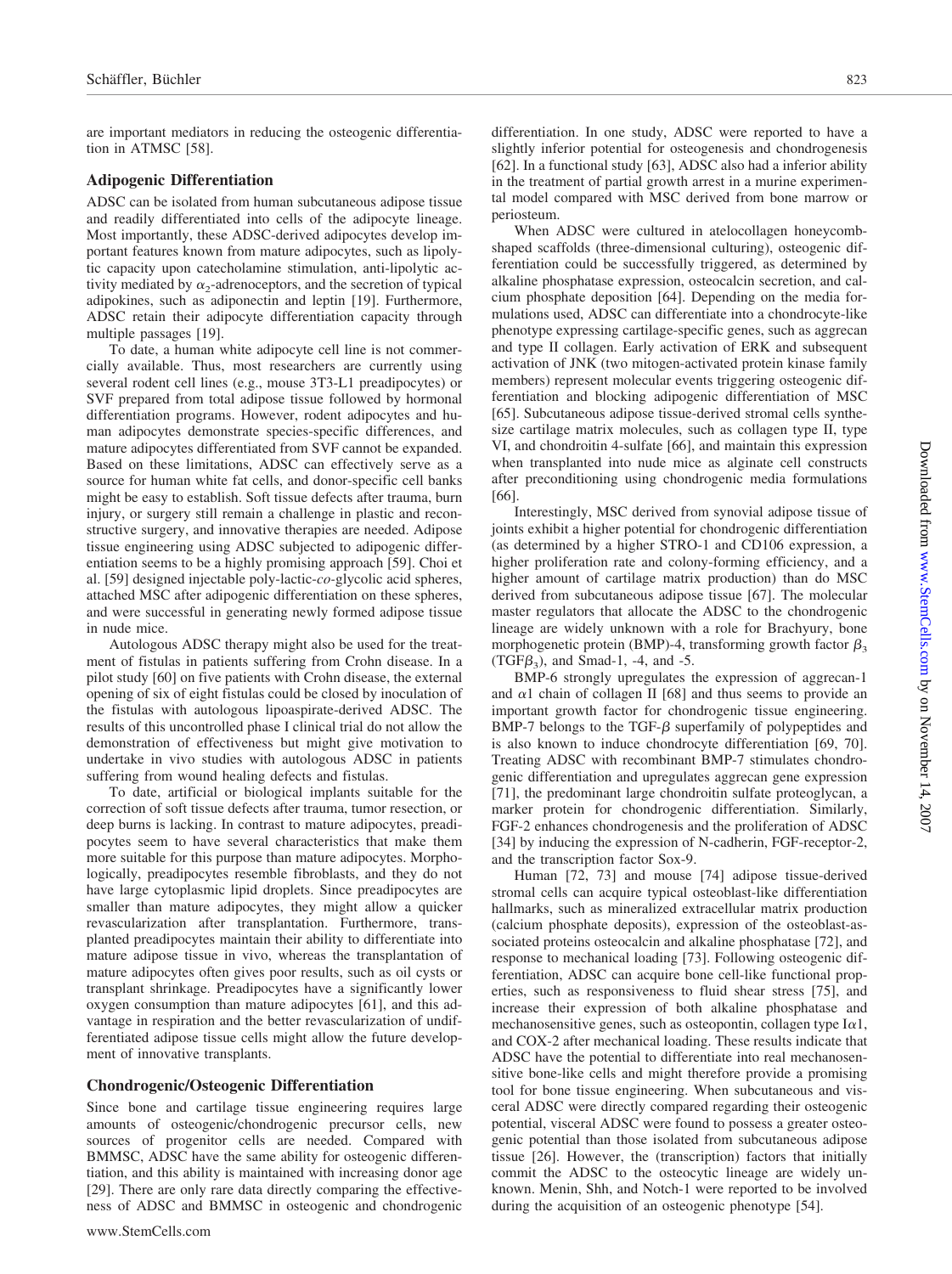are important mediators in reducing the osteogenic differentiation in ATMSC [58].

### Adipogenic Differentiation

ADSC can be isolated from human subcutaneous adipose tissue and readily differentiated into cells of the adipocyte lineage. Most importantly, these ADSC-derived adipocytes develop important features known from mature adipocytes, such as lipolytic capacity upon catecholamine stimulation, anti-lipolytic activity mediated by $\alpha_2$-adrenoceptors, and the secretion of typical adipokines, such as adiponectin and leptin [19]. Furthermore, ADSC retain their adipocyte differentiation capacity through multiple passages [19].

To date, a human white adipocyte cell line is not commercially available. Thus, most researchers are currently using several rodent cell lines (e.g., mouse 3T3-L1 preadipocytes) or SVF prepared from total adipose tissue followed by hormonal differentiation programs. However, rodent adipocytes and human adipocytes demonstrate species-specific differences, and mature adipocytes differentiated from SVF cannot be expanded. Based on these limitations, ADSC can effectively serve as a source for human white fat cells, and donor-specific cell banks might be easy to establish. Soft tissue defects after trauma, burn injury, or surgery still remain a challenge in plastic and reconstructive surgery, and innovative therapies are needed. Adipose tissue engineering using ADSC subjected to adipogenic differentiation seems to be a highly promising approach [59]. Choi et al. [59] designed injectable poly-lactic-*co*-glycolic acid spheres, attached MSC after adipogenic differentiation on these spheres, and were successful in generating newly formed adipose tissue in nude mice.

Autologous ADSC therapy might also be used for the treatment of fistulas in patients suffering from Crohn disease. In a pilot study [60] on five patients with Crohn disease, the external opening of six of eight fistulas could be closed by inoculation of the fistulas with autologous lipoaspirate-derived ADSC. The results of this uncontrolled phase I clinical trial do not allow the demonstration of effectiveness but might give motivation to undertake in vivo studies with autologous ADSC in patients suffering from wound healing defects and fistulas.

To date, artificial or biological implants suitable for the correction of soft tissue defects after trauma, tumor resection, or deep burns is lacking. In contrast to mature adipocytes, preadipocytes seem to have several characteristics that make them more suitable for this purpose than mature adipocytes. Morphologically, preadipocytes resemble fibroblasts, and they do not have large cytoplasmic lipid droplets. Since preadipocytes are smaller than mature adipocytes, they might allow a quicker revascularization after transplantation. Furthermore, transplanted preadipocytes maintain their ability to differentiate into mature adipose tissue in vivo, whereas the transplantation of mature adipocytes often gives poor results, such as oil cysts or transplant shrinkage. Preadipocytes have a significantly lower oxygen consumption than mature adipocytes [61], and this advantage in respiration and the better revascularization of undifferentiated adipose tissue cells might allow the future development of innovative transplants.

### Chondrogenic/Osteogenic Differentiation

Since bone and cartilage tissue engineering requires large amounts of osteogenic/chondrogenic precursor cells, new sources of progenitor cells are needed. Compared with BMMSC, ADSC have the same ability for osteogenic differentiation, and this ability is maintained with increasing donor age [29]. There are only rare data directly comparing the effectiveness of ADSC and BMMSC in osteogenic and chondrogenic differentiation. In one study, ADSC were reported to have a slightly inferior potential for osteogenesis and chondrogenesis [62]. In a functional study [63], ADSC also had a inferior ability in the treatment of partial growth arrest in a murine experimental model compared with MSC derived from bone marrow or periosteum.

When ADSC were cultured in atelocollagen honeycomb-shaped scaffolds (three-dimensional culturing), osteogenic differentiation could be successfully triggered, as determined by alkaline phosphatase expression, osteocalcin secretion, and calcium phosphate deposition [64]. Depending on the media formulations used, ADSC can differentiate into a chondrocyte-like phenotype expressing cartilage-specific genes, such as aggrecan and type II collagen. Early activation of ERK and subsequent activation of JNK (two mitogen-activated protein kinase family members) represent molecular events triggering osteogenic differentiation and blocking adipogenic differentiation of MSC [65]. Subcutaneous adipose tissue-derived stromal cells synthesize cartilage matrix molecules, such as collagen type II, type VI, and chondroitin 4-sulfate [66], and maintain this expression when transplanted into nude mice as alginate cell constructs after preconditioning using chondrogenic media formulations [66].

Interestingly, MSC derived from synovial adipose tissue of joints exhibit a higher potential for chondrogenic differentiation (as determined by a higher STRO-1 and CD106 expression, a higher proliferation rate and colony-forming efficiency, and a higher amount of cartilage matrix production) than do MSC derived from subcutaneous adipose tissue [67]. The molecular master regulators that allocate the ADSC to the chondrogenic lineage are widely unknown with a role for Brachyury, bone morphogenetic protein (BMP)-4, transforming growth factor $\beta_3$ (TGF$\beta_3$), and Smad-1, -4, and -5.

BMP-6 strongly upregulates the expression of aggrecan-1 and $\alpha$1 chain of collagen II [68] and thus seems to provide an important growth factor for chondrogenic tissue engineering. BMP-7 belongs to the TGF-$\beta$ superfamily of polypeptides and is also known to induce chondrocyte differentiation [69, 70]. Treating ADSC with recombinant BMP-7 stimulates chondrogenic differentiation and upregulates aggrecan gene expression [71], the predominant large chondroitin sulfate proteoglycan, a marker protein for chondrogenic differentiation. Similarly, FGF-2 enhances chondrogenesis and the proliferation of ADSC [34] by inducing the expression of N-cadherin, FGF-receptor-2, and the transcription factor Sox-9.

Human [72, 73] and mouse [74] adipose tissue-derived stromal cells can acquire typical osteoblast-like differentiation hallmarks, such as mineralized extracellular matrix production (calcium phosphate deposits), expression of the osteoblast-associated proteins osteocalcin and alkaline phosphatase [72], and response to mechanical loading [73]. Following osteogenic differentiation, ADSC can acquire bone cell-like functional properties, such as responsiveness to fluid shear stress [75], and increase their expression of both alkaline phosphatase and mechanosensitive genes, such as osteopontin, collagen type I$\alpha$1, and COX-2 after mechanical loading. These results indicate that ADSC have the potential to differentiate into real mechanosensitive bone-like cells and might therefore provide a promising tool for bone tissue engineering. When subcutaneous and visceral ADSC were directly compared regarding their osteogenic potential, visceral ADSC were found to possess a greater osteogenic potential than those isolated from subcutaneous adipose tissue [26]. However, the (transcription) factors that initially commit the ADSC to the osteocytic lineage are widely unknown. Menin, Shh, and Notch-1 were reported to be involved during the acquisition of an osteogenic phenotype [54].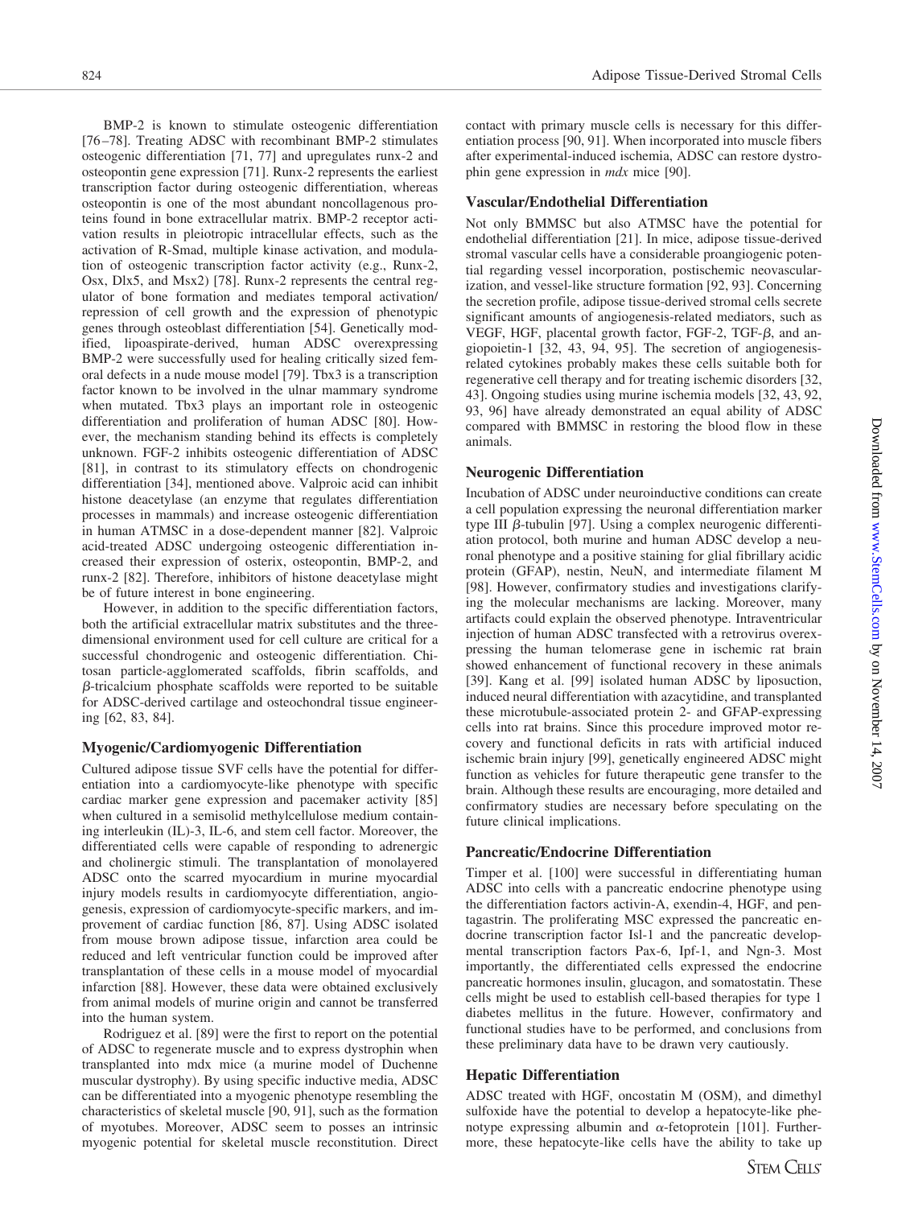BMP-2 is known to stimulate osteogenic differentiation [76–78]. Treating ADSC with recombinant BMP-2 stimulates osteogenic differentiation [71, 77] and upregulates runx-2 and osteopontin gene expression [71]. Runx-2 represents the earliest transcription factor during osteogenic differentiation, whereas osteopontin is one of the most abundant noncollagenous proteins found in bone extracellular matrix. BMP-2 receptor activation results in pleiotropic intracellular effects, such as the activation of R-Smad, multiple kinase activation, and modulation of osteogenic transcription factor activity (e.g., Runx-2, Osx, Dlx5, and Msx2) [78]. Runx-2 represents the central regulator of bone formation and mediates temporal activation/repression of cell growth and the expression of phenotypic genes through osteoblast differentiation [54]. Genetically modified, lipoaspirate-derived, human ADSC overexpressing BMP-2 were successfully used for healing critically sized femoral defects in a nude mouse model [79]. Tbx3 is a transcription factor known to be involved in the ulnar mammary syndrome when mutated. Tbx3 plays an important role in osteogenic differentiation and proliferation of human ADSC [80]. However, the mechanism standing behind its effects is completely unknown. FGF-2 inhibits osteogenic differentiation of ADSC [81], in contrast to its stimulatory effects on chondrogenic differentiation [34], mentioned above. Valproic acid can inhibit histone deacetylase (an enzyme that regulates differentiation processes in mammals) and increase osteogenic differentiation in human ATMSC in a dose-dependent manner [82]. Valproic acid-treated ADSC undergoing osteogenic differentiation increased their expression of osterix, osteopontin, BMP-2, and runx-2 [82]. Therefore, inhibitors of histone deacetylase might be of future interest in bone engineering.

However, in addition to the specific differentiation factors, both the artificial extracellular matrix substitutes and the three-dimensional environment used for cell culture are critical for a successful chondrogenic and osteogenic differentiation. Chitosan particle-agglomerated scaffolds, fibrin scaffolds, and β-tricalcium phosphate scaffolds were reported to be suitable for ADSC-derived cartilage and osteochondral tissue engineering [62, 83, 84].

### Myogenic/Cardiomyogenic Differentiation

Cultured adipose tissue SVF cells have the potential for differentiation into a cardiomyocyte-like phenotype with specific cardiac marker gene expression and pacemaker activity [85] when cultured in a semisolid methylcellulose medium containing interleukin (IL)-3, IL-6, and stem cell factor. Moreover, the differentiated cells were capable of responding to adrenergic and cholinergic stimuli. The transplantation of monolayered ADSC onto the scarred myocardium in murine myocardial injury models results in cardiomyocyte differentiation, angiogenesis, expression of cardiomyocyte-specific markers, and improvement of cardiac function [86, 87]. Using ADSC isolated from mouse brown adipose tissue, infarction area could be reduced and left ventricular function could be improved after transplantation of these cells in a mouse model of myocardial infarction [88]. However, these data were obtained exclusively from animal models of murine origin and cannot be transferred into the human system.

Rodriguez et al. [89] were the first to report on the potential of ADSC to regenerate muscle and to express dystrophin when transplanted into mdx mice (a murine model of Duchenne muscular dystrophy). By using specific inductive media, ADSC can be differentiated into a myogenic phenotype resembling the characteristics of skeletal muscle [90, 91], such as the formation of myotubes. Moreover, ADSC seem to posses an intrinsic myogenic potential for skeletal muscle reconstitution. Direct contact with primary muscle cells is necessary for this differentiation process [90, 91]. When incorporated into muscle fibers after experimental-induced ischemia, ADSC can restore dystrophin gene expression in *mdx* mice [90].

### Vascular/Endothelial Differentiation

Not only BMMSC but also ATMSC have the potential for endothelial differentiation [21]. In mice, adipose tissue-derived stromal vascular cells have a considerable proangiogenic potential regarding vessel incorporation, postischemic neovascularization, and vessel-like structure formation [92, 93]. Concerning the secretion profile, adipose tissue-derived stromal cells secrete significant amounts of angiogenesis-related mediators, such as VEGF, HGF, placental growth factor, FGF-2, TGF-β, and angiopoietin-1 [32, 43, 94, 95]. The secretion of angiogenesis-related cytokines probably makes these cells suitable both for regenerative cell therapy and for treating ischemic disorders [32, 43]. Ongoing studies using murine ischemia models [32, 43, 92, 93, 96] have already demonstrated an equal ability of ADSC compared with BMMSC in restoring the blood flow in these animals.

### Neurogenic Differentiation

Incubation of ADSC under neuroinductive conditions can create a cell population expressing the neuronal differentiation marker type III β-tubulin [97]. Using a complex neurogenic differentiation protocol, both murine and human ADSC develop a neuronal phenotype and a positive staining for glial fibrillary acidic protein (GFAP), nestin, NeuN, and intermediate filament M [98]. However, confirmatory studies and investigations clarifying the molecular mechanisms are lacking. Moreover, many artifacts could explain the observed phenotype. Intraventricular injection of human ADSC transfected with a retrovirus overexpressing the human telomerase gene in ischemic rat brain showed enhancement of functional recovery in these animals [39]. Kang et al. [99] isolated human ADSC by liposuction, induced neural differentiation with azacytidine, and transplanted these microtubule-associated protein 2- and GFAP-expressing cells into rat brains. Since this procedure improved motor recovery and functional deficits in rats with artificial induced ischemic brain injury [99], genetically engineered ADSC might function as vehicles for future therapeutic gene transfer to the brain. Although these results are encouraging, more detailed and confirmatory studies are necessary before speculating on the future clinical implications.

### Pancreatic/Endocrine Differentiation

Timper et al. [100] were successful in differentiating human ADSC into cells with a pancreatic endocrine phenotype using the differentiation factors activin-A, exendin-4, HGF, and pentagastrin. The proliferating MSC expressed the pancreatic endocrine transcription factor Isl-1 and the pancreatic developmental transcription factors Pax-6, Ipf-1, and Ngn-3. Most importantly, the differentiated cells expressed the endocrine pancreatic hormones insulin, glucagon, and somatostatin. These cells might be used to establish cell-based therapies for type 1 diabetes mellitus in the future. However, confirmatory and functional studies have to be performed, and conclusions from these preliminary data have to be drawn very cautiously.

### Hepatic Differentiation

ADSC treated with HGF, oncostatin M (OSM), and dimethyl sulfoxide have the potential to develop a hepatocyte-like phenotype expressing albumin and α-fetoprotein [101]. Furthermore, these hepatocyte-like cells have the ability to take up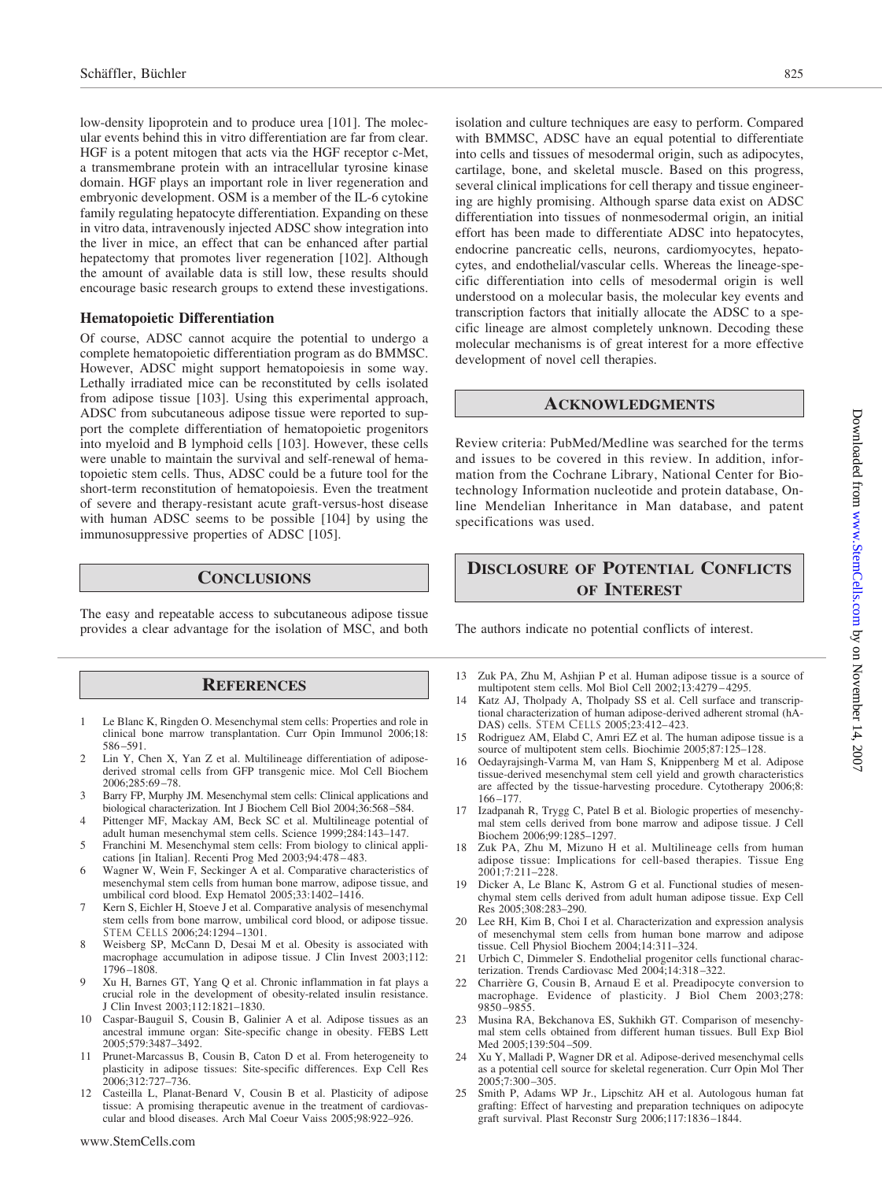low-density lipoprotein and to produce urea [101]. The molecular events behind this in vitro differentiation are far from clear. HGF is a potent mitogen that acts via the HGF receptor c-Met, a transmembrane protein with an intracellular tyrosine kinase domain. HGF plays an important role in liver regeneration and embryonic development. OSM is a member of the IL-6 cytokine family regulating hepatocyte differentiation. Expanding on these in vitro data, intravenously injected ADSC show integration into the liver in mice, an effect that can be enhanced after partial hepatectomy that promotes liver regeneration [102]. Although the amount of available data is still low, these results should encourage basic research groups to extend these investigations.

### Hematopoietic Differentiation

Of course, ADSC cannot acquire the potential to undergo a complete hematopoietic differentiation program as do BMMSC. However, ADSC might support hematopoiesis in some way. Lethally irradiated mice can be reconstituted by cells isolated from adipose tissue [103]. Using this experimental approach, ADSC from subcutaneous adipose tissue were reported to support the complete differentiation of hematopoietic progenitors into myeloid and B lymphoid cells [103]. However, these cells were unable to maintain the survival and self-renewal of hematopoietic stem cells. Thus, ADSC could be a future tool for the short-term reconstitution of hematopoiesis. Even the treatment of severe and therapy-resistant acute graft-versus-host disease with human ADSC seems to be possible [104] by using the immunosuppressive properties of ADSC [105].

## Conclusions

The easy and repeatable access to subcutaneous adipose tissue provides a clear advantage for the isolation of MSC, and both isolation and culture techniques are easy to perform. Compared with BMMSC, ADSC have an equal potential to differentiate into cells and tissues of mesodermal origin, such as adipocytes, cartilage, bone, and skeletal muscle. Based on this progress, several clinical implications for cell therapy and tissue engineering are highly promising. Although sparse data exist on ADSC differentiation into tissues of nonmesodermal origin, an initial effort has been made to differentiate ADSC into hepatocytes, endocrine pancreatic cells, neurons, cardiomyocytes, hepatocytes, and endothelial/vascular cells. Whereas the lineage-specific differentiation into cells of mesodermal origin is well understood on a molecular basis, the molecular key events and transcription factors that initially allocate the ADSC to a specific lineage are almost completely unknown. Decoding these molecular mechanisms is of great interest for a more effective development of novel cell therapies.

## Acknowledgments

Review criteria: PubMed/Medline was searched for the terms and issues to be covered in this review. In addition, information from the Cochrane Library, National Center for Biotechnology Information nucleotide and protein database, Online Mendelian Inheritance in Man database, and patent specifications was used.

## Disclosure of Potential Conflicts of Interest

The authors indicate no potential conflicts of interest.

## References

1. Le Blanc K, Ringden O. Mesenchymal stem cells: Properties and role in clinical bone marrow transplantation. Curr Opin Immunol 2006;18: 586–591.
2. Lin Y, Chen X, Yan Z et al. Multilineage differentiation of adipose-derived stromal cells from GFP transgenic mice. Mol Cell Biochem 2006;285:69–78.
3. Barry FP, Murphy JM. Mesenchymal stem cells: Clinical applications and biological characterization. Int J Biochem Cell Biol 2004;36:568–584.
4. Pittenger MF, Mackay AM, Beck SC et al. Multilineage potential of adult human mesenchymal stem cells. Science 1999;284:143–147.
5. Franchini M. Mesenchymal stem cells: From biology to clinical applications [in Italian]. Recenti Prog Med 2003;94:478–483.
6. Wagner W, Wein F, Seckinger A et al. Comparative characteristics of mesenchymal stem cells from human bone marrow, adipose tissue, and umbilical cord blood. Exp Hematol 2005;33:1402–1416.
7. Kern S, Eichler H, Stoeve J et al. Comparative analysis of mesenchymal stem cells from bone marrow, umbilical cord blood, or adipose tissue. STEM CELLS 2006;24:1294–1301.
8. Weisberg SP, McCann D, Desai M et al. Obesity is associated with macrophage accumulation in adipose tissue. J Clin Invest 2003;112: 1796–1808.
9. Xu H, Barnes GT, Yang Q et al. Chronic inflammation in fat plays a crucial role in the development of obesity-related insulin resistance. J Clin Invest 2003;112:1821–1830.
10. Caspar-Bauguil S, Cousin B, Galinier A et al. Adipose tissues as an ancestral immune organ: Site-specific change in obesity. FEBS Lett 2005;579:3487–3492.
11. Prunet-Marcassus B, Cousin B, Caton D et al. From heterogeneity to plasticity in adipose tissues: Site-specific differences. Exp Cell Res 2006;312:727–736.
12. Casteilla L, Planat-Benard V, Cousin B et al. Plasticity of adipose tissue: A promising therapeutic avenue in the treatment of cardiovascular and blood diseases. Arch Mal Coeur Vaiss 2005;98:922–926.
13. Zuk PA, Zhu M, Ashjian P et al. Human adipose tissue is a source of multipotent stem cells. Mol Biol Cell 2002;13:4279–4295.
14. Katz AJ, Tholpady A, Tholpady SS et al. Cell surface and transcriptional characterization of human adipose-derived adherent stromal (hADAS) cells. STEM CELLS 2005;23:412–423.
15. Rodriguez AM, Elabd C, Amri EZ et al. The human adipose tissue is a source of multipotent stem cells. Biochimie 2005;87:125–128.
16. Oedayrajsingh-Varma M, van Ham S, Knippenberg M et al. Adipose tissue-derived mesenchymal stem cell yield and growth characteristics are affected by the tissue-harvesting procedure. Cytotherapy 2006;8: 166–177.
17. Izadpanah R, Trygg C, Patel B et al. Biologic properties of mesenchymal stem cells derived from bone marrow and adipose tissue. J Cell Biochem 2006;99:1285–1297.
18. Zuk PA, Zhu M, Mizuno H et al. Multilineage cells from human adipose tissue: Implications for cell-based therapies. Tissue Eng 2001;7:211–228.
19. Dicker A, Le Blanc K, Astrom G et al. Functional studies of mesenchymal stem cells derived from adult human adipose tissue. Exp Cell Res 2005;308:283–290.
20. Lee RH, Kim B, Choi I et al. Characterization and expression analysis of mesenchymal stem cells from human bone marrow and adipose tissue. Cell Physiol Biochem 2004;14:311–324.
21. Urbich C, Dimmeler S. Endothelial progenitor cells functional characterization. Trends Cardiovasc Med 2004;14:318–322.
22. Charrière G, Cousin B, Arnaud E et al. Preadipocyte conversion to macrophage. Evidence of plasticity. J Biol Chem 2003;278: 9850–9855.
23. Musina RA, Bekchanova ES, Sukhikh GT. Comparison of mesenchymal stem cells obtained from different human tissues. Bull Exp Biol Med 2005;139:504–509.
24. Xu Y, Malladi P, Wagner DR et al. Adipose-derived mesenchymal cells as a potential cell source for skeletal regeneration. Curr Opin Mol Ther 2005;7:300–305.
25. Smith P, Adams WP Jr., Lipschitz AH et al. Autologous human fat grafting: Effect of harvesting and preparation techniques on adipocyte graft survival. Plast Reconstr Surg 2006;117:1836–1844.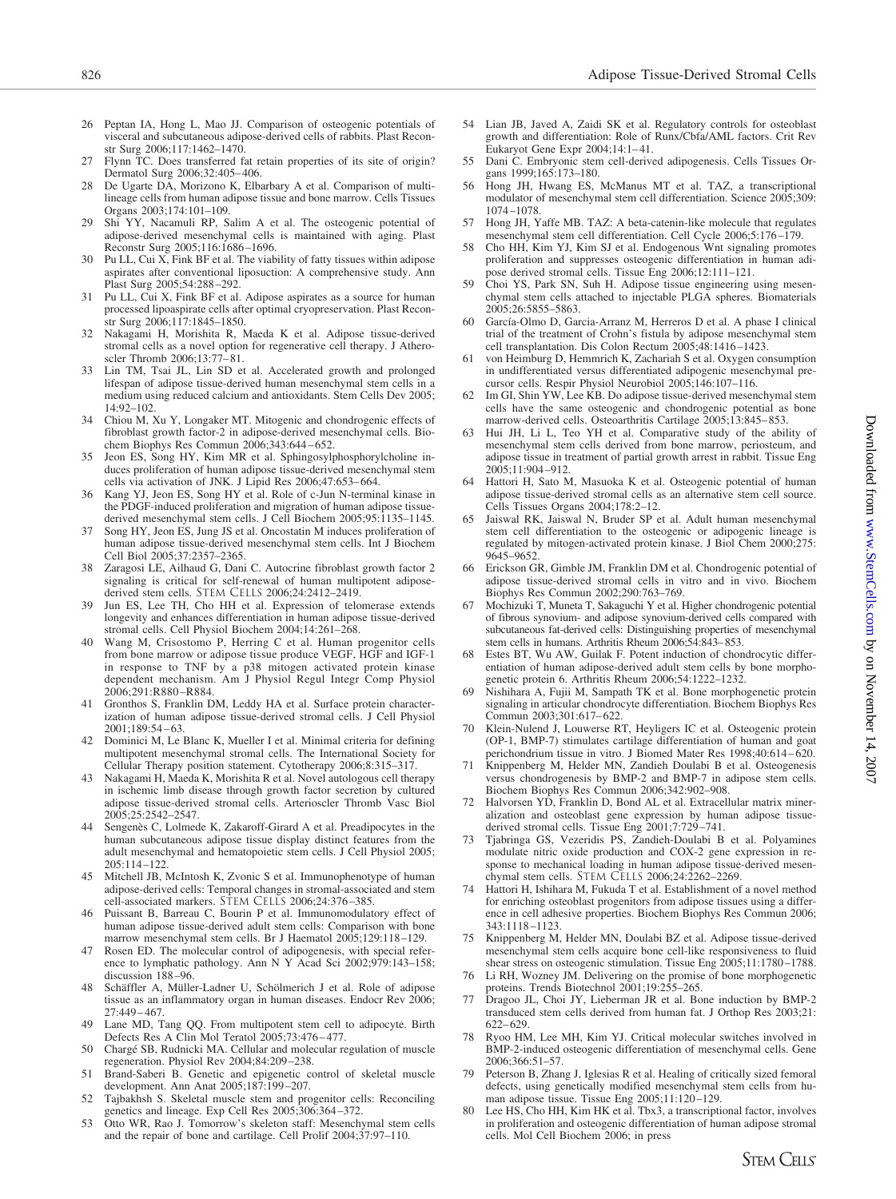26 Peptan IA, Hong L, Mao JJ. Comparison of osteogenic potentials of visceral and subcutaneous adipose-derived cells of rabbits. Plast Reconstr Surg 2006;117:1462–1470.

27 Flynn TC. Does transferred fat retain properties of its site of origin? Dermatol Surg 2006;32:405–406.

28 De Ugarte DA, Morizono K, Elbarbary A et al. Comparison of multi-lineage cells from human adipose tissue and bone marrow. Cells Tissues Organs 2003;174:101–109.

29 Shi YY, Nacamuli RP, Salim A et al. The osteogenic potential of adipose-derived mesenchymal cells is maintained with aging. Plast Reconstr Surg 2005;116:1686–1696.

30 Pu LL, Cui X, Fink BF et al. The viability of fatty tissues within adipose aspirates after conventional liposuction: A comprehensive study. Ann Plast Surg 2005;54:288–292.

31 Pu LL, Cui X, Fink BF et al. Adipose aspirates as a source for human processed lipoaspirate cells after optimal cryopreservation. Plast Reconstr Surg 2006;117:1845–1850.

32 Nakagami H, Morishita R, Maeda K et al. Adipose tissue-derived stromal cells as a novel option for regenerative cell therapy. J Atheroscler Thromb 2006;13:77–81.

33 Lin TM, Tsai JL, Lin SD et al. Accelerated growth and prolonged lifespan of adipose tissue-derived human mesenchymal stem cells in a medium using reduced calcium and antioxidants. Stem Cells Dev 2005;14:92–102.

34 Chiou M, Xu Y, Longaker MT. Mitogenic and chondrogenic effects of fibroblast growth factor-2 in adipose-derived mesenchymal cells. Biochem Biophys Res Commun 2006;343:644–652.

35 Jeon ES, Song HY, Kim MR et al. Sphingosylphosphorylcholine induces proliferation of human adipose tissue-derived mesenchymal stem cells via activation of JNK. J Lipid Res 2006;47:653–664.

36 Kang YJ, Jeon ES, Song HY et al. Role of c-Jun N-terminal kinase in the PDGF-induced proliferation and migration of human adipose tissue-derived mesenchymal stem cells. J Cell Biochem 2005;95:1135–1145.

37 Song HY, Jeon ES, Jung JS et al. Oncostatin M induces proliferation of human adipose tissue-derived mesenchymal stem cells. Int J Biochem Cell Biol 2005;37:2357–2365.

38 Zaragosi LE, Ailhaud G, Dani C. Autocrine fibroblast growth factor 2 signaling is critical for self-renewal of human multipotent adipose-derived stem cells. STEM CELLS 2006;24:2412–2419.

39 Jun ES, Lee TH, Cho HH et al. Expression of telomerase extends longevity and enhances differentiation in human adipose tissue-derived stromal cells. Cell Physiol Biochem 2004;14:261–268.

40 Wang M, Crisostomo P, Herring C et al. Human progenitor cells from bone marrow or adipose tissue produce VEGF, HGF and IGF-1 in response to TNF by a p38 mitogen activated protein kinase dependent mechanism. Am J Physiol Regul Integr Comp Physiol 2006;291:R880–R884.

41 Gronthos S, Franklin DM, Leddy HA et al. Surface protein characterization of human adipose tissue-derived stromal cells. J Cell Physiol 2001;189:54–63.

42 Dominici M, Le Blanc K, Mueller I et al. Minimal criteria for defining multipotent mesenchymal stromal cells. The International Society for Cellular Therapy position statement. Cytotherapy 2006;8:315–317.

43 Nakagami H, Maeda K, Morishita R et al. Novel autologous cell therapy in ischemic limb disease through growth factor secretion by cultured adipose tissue-derived stromal cells. Arterioscler Thromb Vasc Biol 2005;25:2542–2547.

44 Sengenès C, Lolmede K, Zakaroff-Girard A et al. Preadipocytes in the human subcutaneous adipose tissue display distinct features from the adult mesenchymal and hematopoietic stem cells. J Cell Physiol 2005;205:114–122.

45 Mitchell JB, McIntosh K, Zvonic S et al. Immunophenotype of human adipose-derived cells: Temporal changes in stromal-associated and stem cell-associated markers. STEM CELLS 2006;24:376–385.

46 Puissant B, Barreau C, Bourin P et al. Immunomodulatory effect of human adipose tissue-derived adult stem cells: Comparison with bone marrow mesenchymal stem cells. Br J Haematol 2005;129:118–129.

47 Rosen ED. The molecular control of adipogenesis, with special reference to lymphatic pathology. Ann N Y Acad Sci 2002;979:143–158; discussion 188–96.

48 Schäffler A, Müller-Ladner U, Schölmerich J et al. Role of adipose tissue as an inflammatory organ in human diseases. Endocr Rev 2006;27:449–467.

49 Lane MD, Tang QQ. From multipotent stem cell to adipocyte. Birth Defects Res A Clin Mol Teratol 2005;73:476–477.

50 Chargé SB, Rudnicki MA. Cellular and molecular regulation of muscle regeneration. Physiol Rev 2004;84:209–238.

51 Brand-Saberi B. Genetic and epigenetic control of skeletal muscle development. Ann Anat 2005;187:199–207.

52 Tajbakhsh S. Skeletal muscle stem and progenitor cells: Reconciling genetics and lineage. Exp Cell Res 2005;306:364–372.

53 Otto WR, Rao J. Tomorrow's skeleton staff: Mesenchymal stem cells and the repair of bone and cartilage. Cell Prolif 2004;37:97–110.

54 Lian JB, Javed A, Zaidi SK et al. Regulatory controls for osteoblast growth and differentiation: Role of Runx/Cbfa/AML factors. Crit Rev Eukaryot Gene Expr 2004;14:1–41.

55 Dani C. Embryonic stem cell-derived adipogenesis. Cells Tissues Organs 1999;165:173–180.

56 Hong JH, Hwang ES, McManus MT et al. TAZ, a transcriptional modulator of mesenchymal stem cell differentiation. Science 2005;309:1074–1078.

57 Hong JH, Yaffe MB. TAZ: A beta-catenin-like molecule that regulates mesenchymal stem cell differentiation. Cell Cycle 2006;5:176–179.

58 Cho HH, Kim YJ, Kim SJ et al. Endogenous Wnt signaling promotes proliferation and suppresses osteogenic differentiation in human adipose derived stromal cells. Tissue Eng 2006;12:111–121.

59 Choi YS, Park SN, Suh H. Adipose tissue engineering using mesenchymal stem cells attached to injectable PLGA spheres. Biomaterials 2005;26:5855–5863.

60 García-Olmo D, Garcia-Arranz M, Herreros D et al. A phase I clinical trial of the treatment of Crohn's fistula by adipose mesenchymal stem cell transplantation. Dis Colon Rectum 2005;48:1416–1423.

61 von Heimburg D, Hemmrich K, Zachariah S et al. Oxygen consumption in undifferentiated versus differentiated adipogenic mesenchymal precursor cells. Respir Physiol Neurobiol 2005;146:107–116.

62 Im GI, Shin YW, Lee KB. Do adipose tissue-derived mesenchymal stem cells have the same osteogenic and chondrogenic potential as bone marrow-derived cells. Osteoarthritis Cartilage 2005;13:845–853.

63 Hui JH, Li L, Teo YH et al. Comparative study of the ability of mesenchymal stem cells derived from bone marrow, periosteum, and adipose tissue in treatment of partial growth arrest in rabbit. Tissue Eng 2005;11:904–912.

64 Hattori H, Sato M, Masuoka K et al. Osteogenic potential of human adipose tissue-derived stromal cells as an alternative stem cell source. Cells Tissues Organs 2004;178:2–12.

65 Jaiswal RK, Jaiswal N, Bruder SP et al. Adult human mesenchymal stem cell differentiation to the osteogenic or adipogenic lineage is regulated by mitogen-activated protein kinase. J Biol Chem 2000;275:9645–9652.

66 Erickson GR, Gimble JM, Franklin DM et al. Chondrogenic potential of adipose tissue-derived stromal cells in vitro and in vivo. Biochem Biophys Res Commun 2002;290:763–769.

67 Mochizuki T, Muneta T, Sakaguchi Y et al. Higher chondrogenic potential of fibrous synovium- and adipose synovium-derived cells compared with subcutaneous fat-derived cells: Distinguishing properties of mesenchymal stem cells in humans. Arthritis Rheum 2006;54:843–853.

68 Estes BT, Wu AW, Guilak F. Potent induction of chondrocytic differentiation of human adipose-derived adult stem cells by bone morphogenetic protein 6. Arthritis Rheum 2006;54:1222–1232.

69 Nishihara A, Fujii M, Sampath TK et al. Bone morphogenetic protein signaling in articular chondrocyte differentiation. Biochem Biophys Res Commun 2003;301:617–622.

70 Klein-Nulend J, Louwerse RT, Heyligers IC et al. Osteogenic protein (OP-1, BMP-7) stimulates cartilage differentiation of human and goat perichondrium tissue in vitro. J Biomed Mater Res 1998;40:614–620.

71 Knippenberg M, Helder MN, Zandieh Doulabi B et al. Osteogenesis versus chondrogenesis by BMP-2 and BMP-7 in adipose stem cells. Biochem Biophys Res Commun 2006;342:902–908.

72 Halvorsen YD, Franklin D, Bond AL et al. Extracellular matrix mineralization and osteoblast gene expression by human adipose tissue-derived stromal cells. Tissue Eng 2001;7:729–741.

73 Tjabringa GS, Vezeridis PS, Zandieh-Doulabi B et al. Polyamines modulate nitric oxide production and COX-2 gene expression in response to mechanical loading in human adipose tissue-derived mesenchymal stem cells. STEM CELLS 2006;24:2262–2269.

74 Hattori H, Ishihara M, Fukuda T et al. Establishment of a novel method for enriching osteoblast progenitors from adipose tissues using a difference in cell adhesive properties. Biochem Biophys Res Commun 2006;343:1118–1123.

75 Knippenberg M, Helder MN, Doulabi BZ et al. Adipose tissue-derived mesenchymal stem cells acquire bone cell-like responsiveness to fluid shear stress on osteogenic stimulation. Tissue Eng 2005;11:1780–1788.

76 Li RH, Wozney JM. Delivering on the promise of bone morphogenetic proteins. Trends Biotechnol 2001;19:255–265.

77 Dragoo JL, Choi JY, Lieberman JR et al. Bone induction by BMP-2 transduced stem cells derived from human fat. J Orthop Res 2003;21:622–629.

78 Ryoo HM, Lee MH, Kim YJ. Critical molecular switches involved in BMP-2-induced osteogenic differentiation of mesenchymal cells. Gene 2006;366:51–57.

79 Peterson B, Zhang J, Iglesias R et al. Healing of critically sized femoral defects, using genetically modified mesenchymal stem cells from human adipose tissue. Tissue Eng 2005;11:120–129.

80 Lee HS, Cho HH, Kim HK et al. Tbx3, a transcriptional factor, involves in proliferation and osteogenic differentiation of human adipose stromal cells. Mol Cell Biochem 2006; in press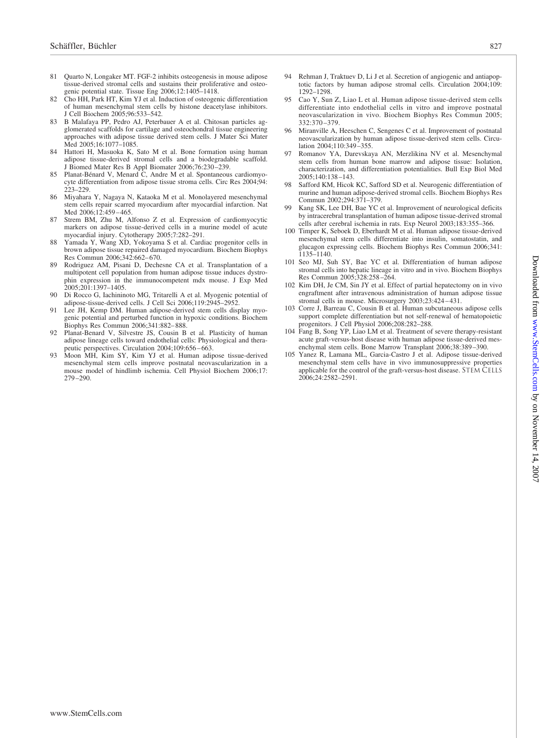81 Quarto N, Longaker MT. FGF-2 inhibits osteogenesis in mouse adipose tissue-derived stromal cells and sustains their proliferative and osteogenic potential state. Tissue Eng 2006;12:1405–1418.

82 Cho HH, Park HT, Kim YJ et al. Induction of osteogenic differentiation of human mesenchymal stem cells by histone deacetylase inhibitors. J Cell Biochem 2005;96:533–542.

83 B Malafaya PP, Pedro AJ, Peterbauer A et al. Chitosan particles agglomerated scaffolds for cartilage and osteochondral tissue engineering approaches with adipose tissue derived stem cells. J Mater Sci Mater Med 2005;16:1077–1085.

84 Hattori H, Masuoka K, Sato M et al. Bone formation using human adipose tissue-derived stromal cells and a biodegradable scaffold. J Biomed Mater Res B Appl Biomater 2006;76:230–239.

85 Planat-Bénard V, Menard C, Andre M et al. Spontaneous cardiomyocyte differentiation from adipose tissue stroma cells. Circ Res 2004;94:223–229.

86 Miyahara Y, Nagaya N, Kataoka M et al. Monolayered mesenchymal stem cells repair scarred myocardium after myocardial infarction. Nat Med 2006;12:459–465.

87 Strem BM, Zhu M, Alfonso Z et al. Expression of cardiomyocytic markers on adipose tissue-derived cells in a murine model of acute myocardial injury. Cytotherapy 2005;7:282–291.

88 Yamada Y, Wang XD, Yokoyama S et al. Cardiac progenitor cells in brown adipose tissue repaired damaged myocardium. Biochem Biophys Res Commun 2006;342:662–670.

89 Rodriguez AM, Pisani D, Dechesne CA et al. Transplantation of a multipotent cell population from human adipose tissue induces dystrophin expression in the immunocompetent mdx mouse. J Exp Med 2005;201:1397–1405.

90 Di Rocco G, Iachininoto MG, Tritarelli A et al. Myogenic potential of adipose-tissue-derived cells. J Cell Sci 2006;119:2945–2952.

91 Lee JH, Kemp DM. Human adipose-derived stem cells display myogenic potential and perturbed function in hypoxic conditions. Biochem Biophys Res Commun 2006;341:882–888.

92 Planat-Benard V, Silvestre JS, Cousin B et al. Plasticity of human adipose lineage cells toward endothelial cells: Physiological and therapeutic perspectives. Circulation 2004;109:656–663.

93 Moon MH, Kim SY, Kim YJ et al. Human adipose tissue-derived mesenchymal stem cells improve postnatal neovascularization in a mouse model of hindlimb ischemia. Cell Physiol Biochem 2006;17:279–290.

94 Rehman J, Traktuev D, Li J et al. Secretion of angiogenic and antiapoptotic factors by human adipose stromal cells. Circulation 2004;109:1292–1298.

95 Cao Y, Sun Z, Liao L et al. Human adipose tissue-derived stem cells differentiate into endothelial cells in vitro and improve postnatal neovascularization in vivo. Biochem Biophys Res Commun 2005;332:370–379.

96 Miranville A, Heeschen C, Sengenes C et al. Improvement of postnatal neovascularization by human adipose tissue-derived stem cells. Circulation 2004;110:349–355.

97 Romanov YA, Darevskaya AN, Merzlikina NV et al. Mesenchymal stem cells from human bone marrow and adipose tissue: Isolation, characterization, and differentiation potentialities. Bull Exp Biol Med 2005;140:138–143.

98 Safford KM, Hicok KC, Safford SD et al. Neurogenic differentiation of murine and human adipose-derived stromal cells. Biochem Biophys Res Commun 2002;294:371–379.

99 Kang SK, Lee DH, Bae YC et al. Improvement of neurological deficits by intracerebral transplantation of human adipose tissue-derived stromal cells after cerebral ischemia in rats. Exp Neurol 2003;183:355–366.

100 Timper K, Seboek D, Eberhardt M et al. Human adipose tissue-derived mesenchymal stem cells differentiate into insulin, somatostatin, and glucagon expressing cells. Biochem Biophys Res Commun 2006;341:1135–1140.

101 Seo MJ, Suh SY, Bae YC et al. Differentiation of human adipose stromal cells into hepatic lineage in vitro and in vivo. Biochem Biophys Res Commun 2005;328:258–264.

102 Kim DH, Je CM, Sin JY et al. Effect of partial hepatectomy on in vivo engraftment after intravenous administration of human adipose tissue stromal cells in mouse. Microsurgery 2003;23:424–431.

103 Corre J, Barreau C, Cousin B et al. Human subcutaneous adipose cells support complete differentiation but not self-renewal of hematopoietic progenitors. J Cell Physiol 2006;208:282–288.

104 Fang B, Song YP, Liao LM et al. Treatment of severe therapy-resistant acute graft-versus-host disease with human adipose tissue-derived mesenchymal stem cells. Bone Marrow Transplant 2006;38:389–390.

105 Yanez R, Lamana ML, Garcia-Castro J et al. Adipose tissue-derived mesenchymal stem cells have in vivo immunosuppressive properties applicable for the control of the graft-versus-host disease. STEM CELLS 2006;24:2582–2591.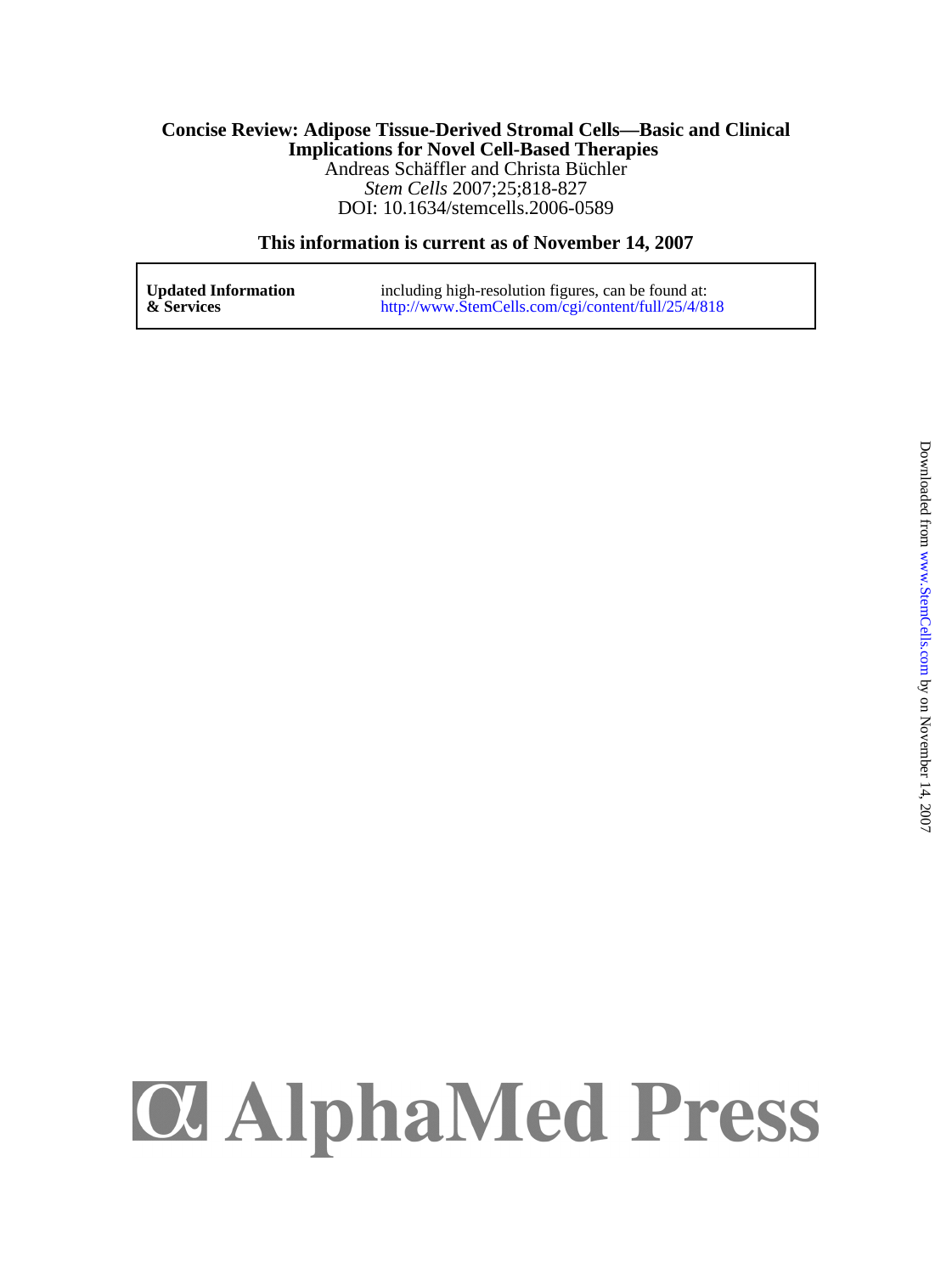**Concise Review: Adipose Tissue-Derived Stromal Cells—Basic and Clinical Implications for Novel Cell-Based Therapies**

Andreas Schäffler and Christa Büchler

*Stem Cells* 2007;25;818-827

DOI: 10.1634/stemcells.2006-0589

**This information is current as of November 14, 2007**

| | |
|---|---|
| **Updated Information & Services** | including high-resolution figures, can be found at: http://www.StemCells.com/cgi/content/full/25/4/818 |

Downloaded from www.StemCells.com by on November 14, 2007

AlphaMed Press